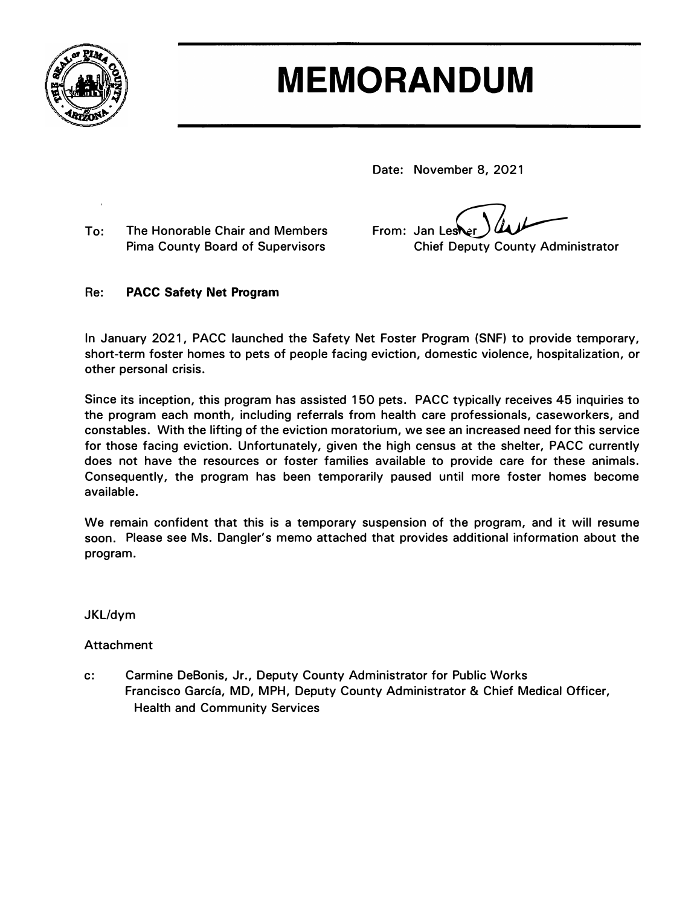# MEMORANDUM

Date: November 8, 2021

To: The Honorable Chair and Members
Pima County Board of Supervisors

From: Jan Lesher
Chief Deputy County Administrator

Re: **PACC Safety Net Program**

In January 2021, PACC launched the Safety Net Foster Program (SNF) to provide temporary, short-term foster homes to pets of people facing eviction, domestic violence, hospitalization, or other personal crisis.

Since its inception, this program has assisted 150 pets. PACC typically receives 45 inquiries to the program each month, including referrals from health care professionals, caseworkers, and constables. With the lifting of the eviction moratorium, we see an increased need for this service for those facing eviction. Unfortunately, given the high census at the shelter, PACC currently does not have the resources or foster families available to provide care for these animals. Consequently, the program has been temporarily paused until more foster homes become available.

We remain confident that this is a temporary suspension of the program, and it will resume soon. Please see Ms. Dangler's memo attached that provides additional information about the program.

JKL/dym

Attachment

c: Carmine DeBonis, Jr., Deputy County Administrator for Public Works
Francisco García, MD, MPH, Deputy County Administrator & Chief Medical Officer, Health and Community Services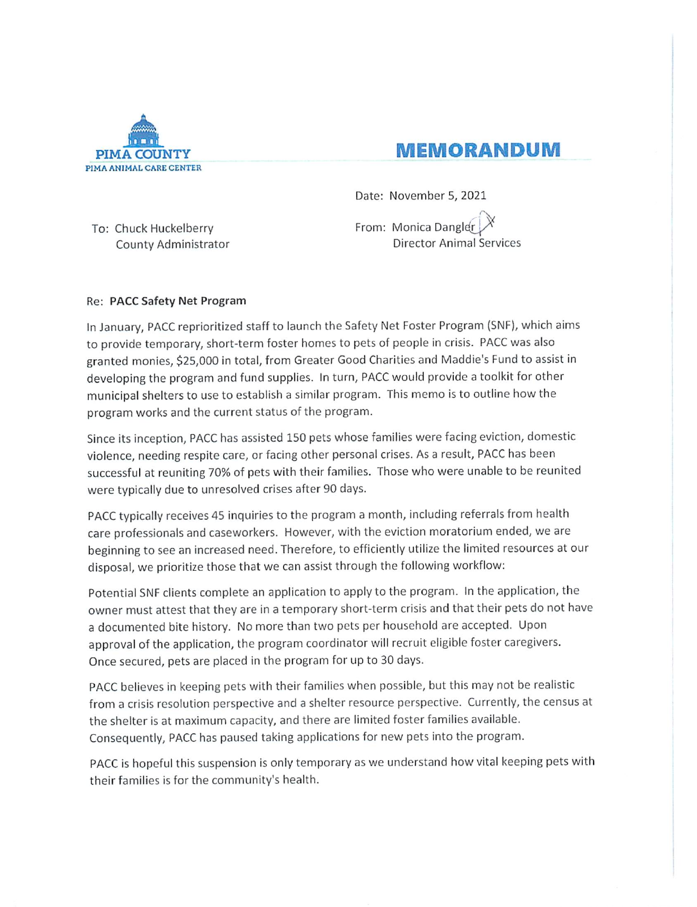PIMA COUNTY
PIMA ANIMAL CARE CENTER

# MEMORANDUM

Date: November 5, 2021

To: Chuck Huckelberry
County Administrator

From: Monica Dangler
Director Animal Services

Re: **PACC Safety Net Program**

In January, PACC reprioritized staff to launch the Safety Net Foster Program (SNF), which aims to provide temporary, short-term foster homes to pets of people in crisis. PACC was also granted monies, $25,000 in total, from Greater Good Charities and Maddie's Fund to assist in developing the program and fund supplies. In turn, PACC would provide a toolkit for other municipal shelters to use to establish a similar program. This memo is to outline how the program works and the current status of the program.

Since its inception, PACC has assisted 150 pets whose families were facing eviction, domestic violence, needing respite care, or facing other personal crises. As a result, PACC has been successful at reuniting 70% of pets with their families. Those who were unable to be reunited were typically due to unresolved crises after 90 days.

PACC typically receives 45 inquiries to the program a month, including referrals from health care professionals and caseworkers. However, with the eviction moratorium ended, we are beginning to see an increased need. Therefore, to efficiently utilize the limited resources at our disposal, we prioritize those that we can assist through the following workflow:

Potential SNF clients complete an application to apply to the program. In the application, the owner must attest that they are in a temporary short-term crisis and that their pets do not have a documented bite history. No more than two pets per household are accepted. Upon approval of the application, the program coordinator will recruit eligible foster caregivers. Once secured, pets are placed in the program for up to 30 days.

PACC believes in keeping pets with their families when possible, but this may not be realistic from a crisis resolution perspective and a shelter resource perspective. Currently, the census at the shelter is at maximum capacity, and there are limited foster families available. Consequently, PACC has paused taking applications for new pets into the program.

PACC is hopeful this suspension is only temporary as we understand how vital keeping pets with their families is for the community's health.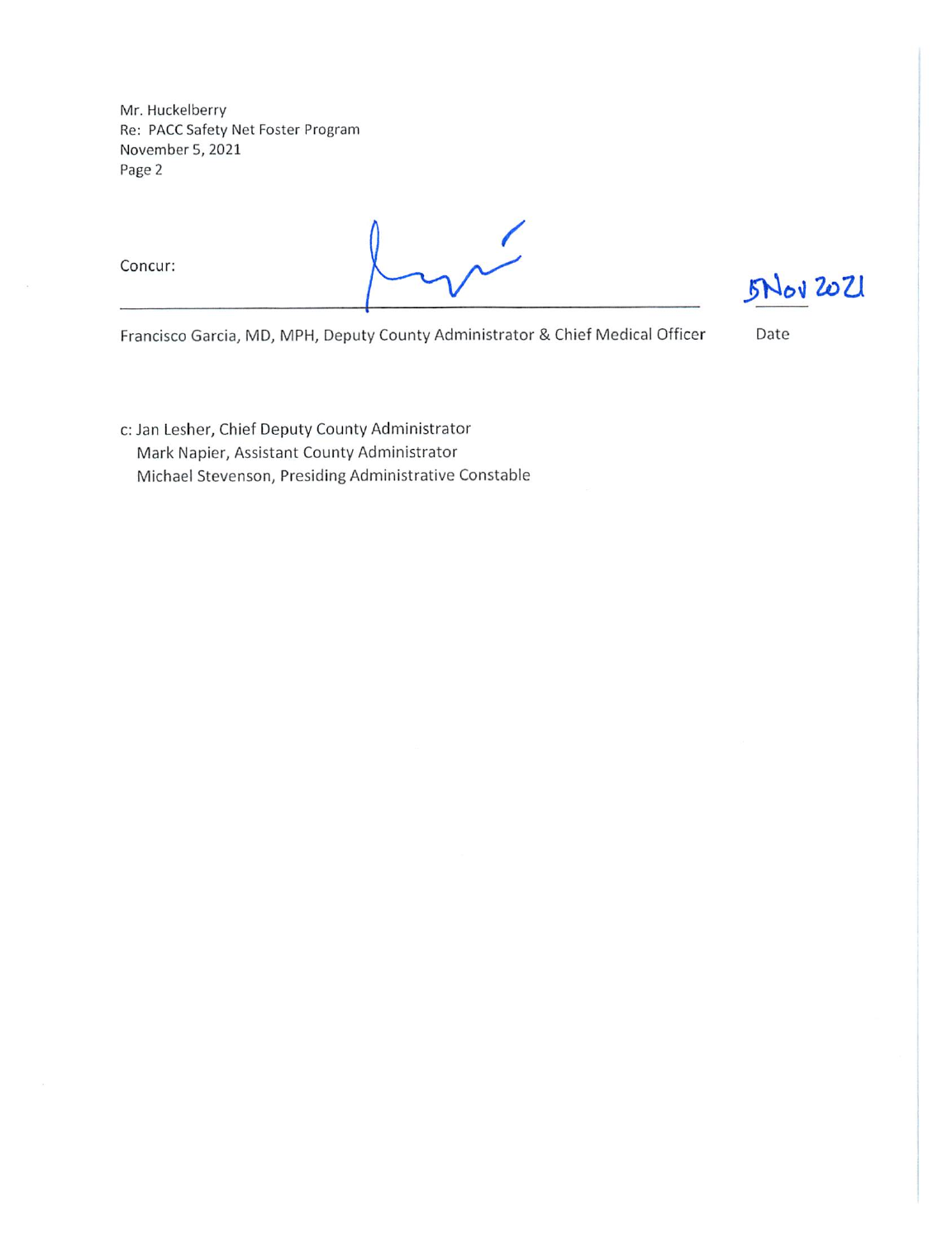Mr. Huckelberry
Re: PACC Safety Net Foster Program
November 5, 2021
Page 2

Concur: ______________________________ 5 Nov 2021

Francisco Garcia, MD, MPH, Deputy County Administrator & Chief Medical Officer — Date

c: Jan Lesher, Chief Deputy County Administrator
Mark Napier, Assistant County Administrator
Michael Stevenson, Presiding Administrative Constable